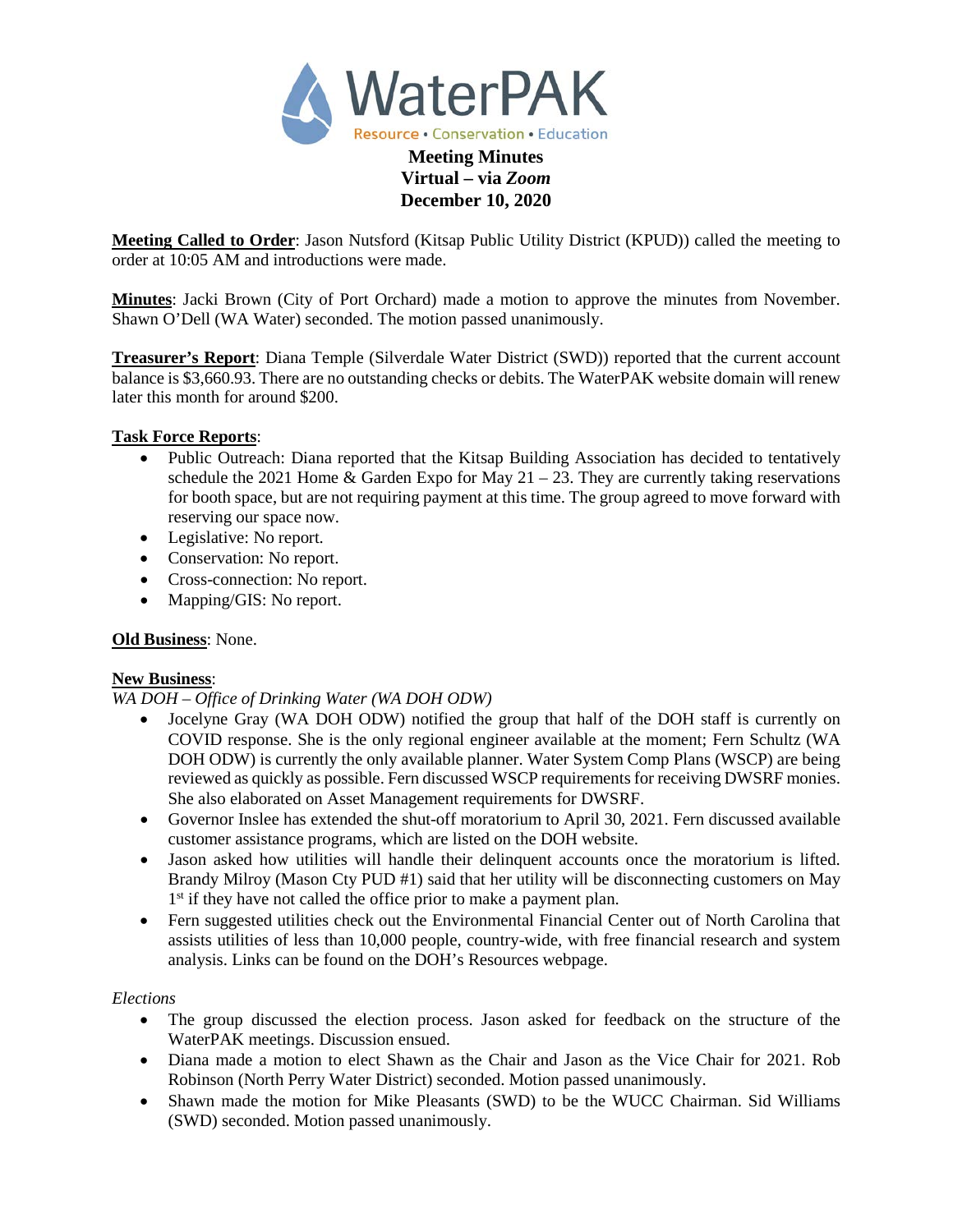# WaterPAK

Resource • Conservation • Education

**Meeting Minutes**
**Virtual – via *Zoom***
**December 10, 2020**

**Meeting Called to Order**: Jason Nutsford (Kitsap Public Utility District (KPUD)) called the meeting to order at 10:05 AM and introductions were made.

**Minutes**: Jacki Brown (City of Port Orchard) made a motion to approve the minutes from November. Shawn O'Dell (WA Water) seconded. The motion passed unanimously.

**Treasurer's Report**: Diana Temple (Silverdale Water District (SWD)) reported that the current account balance is $3,660.93. There are no outstanding checks or debits. The WaterPAK website domain will renew later this month for around $200.

**Task Force Reports**:

- Public Outreach: Diana reported that the Kitsap Building Association has decided to tentatively schedule the 2021 Home & Garden Expo for May 21 – 23. They are currently taking reservations for booth space, but are not requiring payment at this time. The group agreed to move forward with reserving our space now.
- Legislative: No report.
- Conservation: No report.
- Cross-connection: No report.
- Mapping/GIS: No report.

**Old Business**: None.

**New Business**:

*WA DOH – Office of Drinking Water (WA DOH ODW)*

- Jocelyne Gray (WA DOH ODW) notified the group that half of the DOH staff is currently on COVID response. She is the only regional engineer available at the moment; Fern Schultz (WA DOH ODW) is currently the only available planner. Water System Comp Plans (WSCP) are being reviewed as quickly as possible. Fern discussed WSCP requirements for receiving DWSRF monies. She also elaborated on Asset Management requirements for DWSRF.
- Governor Inslee has extended the shut-off moratorium to April 30, 2021. Fern discussed available customer assistance programs, which are listed on the DOH website.
- Jason asked how utilities will handle their delinquent accounts once the moratorium is lifted. Brandy Milroy (Mason Cty PUD #1) said that her utility will be disconnecting customers on May 1st if they have not called the office prior to make a payment plan.
- Fern suggested utilities check out the Environmental Financial Center out of North Carolina that assists utilities of less than 10,000 people, country-wide, with free financial research and system analysis. Links can be found on the DOH's Resources webpage.

*Elections*

- The group discussed the election process. Jason asked for feedback on the structure of the WaterPAK meetings. Discussion ensued.
- Diana made a motion to elect Shawn as the Chair and Jason as the Vice Chair for 2021. Rob Robinson (North Perry Water District) seconded. Motion passed unanimously.
- Shawn made the motion for Mike Pleasants (SWD) to be the WUCC Chairman. Sid Williams (SWD) seconded. Motion passed unanimously.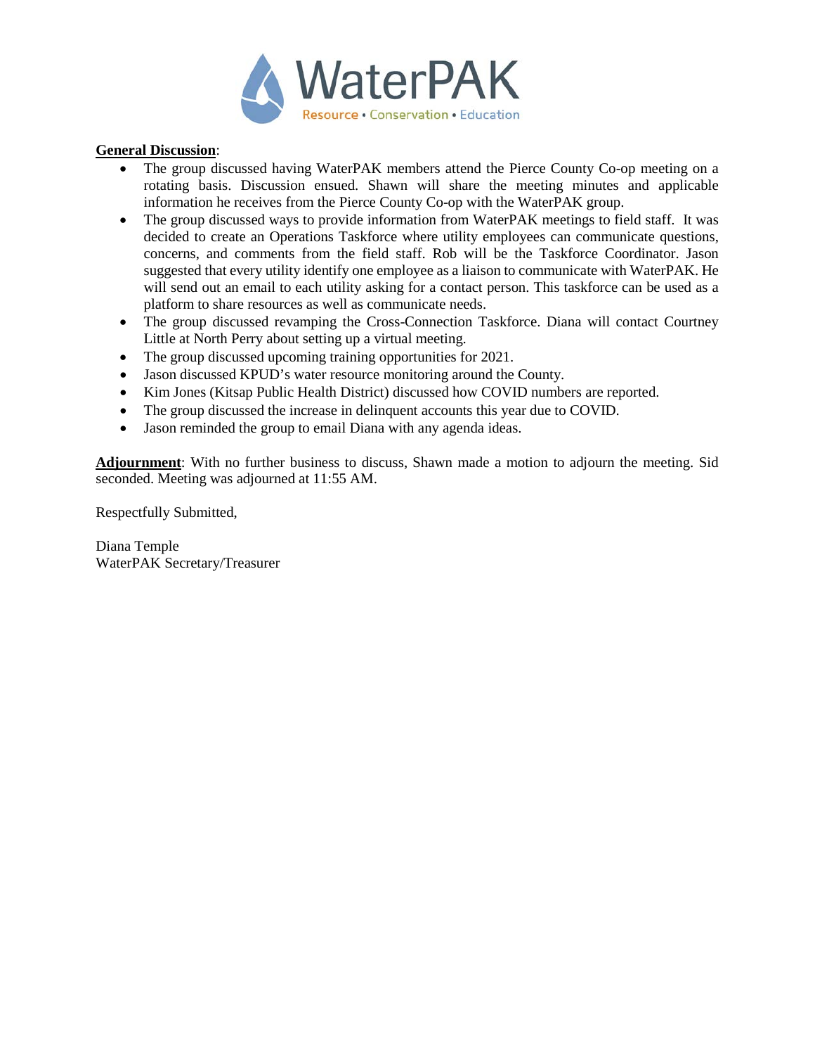**General Discussion**:

- The group discussed having WaterPAK members attend the Pierce County Co-op meeting on a rotating basis. Discussion ensued. Shawn will share the meeting minutes and applicable information he receives from the Pierce County Co-op with the WaterPAK group.
- The group discussed ways to provide information from WaterPAK meetings to field staff. It was decided to create an Operations Taskforce where utility employees can communicate questions, concerns, and comments from the field staff. Rob will be the Taskforce Coordinator. Jason suggested that every utility identify one employee as a liaison to communicate with WaterPAK. He will send out an email to each utility asking for a contact person. This taskforce can be used as a platform to share resources as well as communicate needs.
- The group discussed revamping the Cross-Connection Taskforce. Diana will contact Courtney Little at North Perry about setting up a virtual meeting.
- The group discussed upcoming training opportunities for 2021.
- Jason discussed KPUD's water resource monitoring around the County.
- Kim Jones (Kitsap Public Health District) discussed how COVID numbers are reported.
- The group discussed the increase in delinquent accounts this year due to COVID.
- Jason reminded the group to email Diana with any agenda ideas.

**Adjournment**: With no further business to discuss, Shawn made a motion to adjourn the meeting. Sid seconded. Meeting was adjourned at 11:55 AM.

Respectfully Submitted,

Diana Temple
WaterPAK Secretary/Treasurer